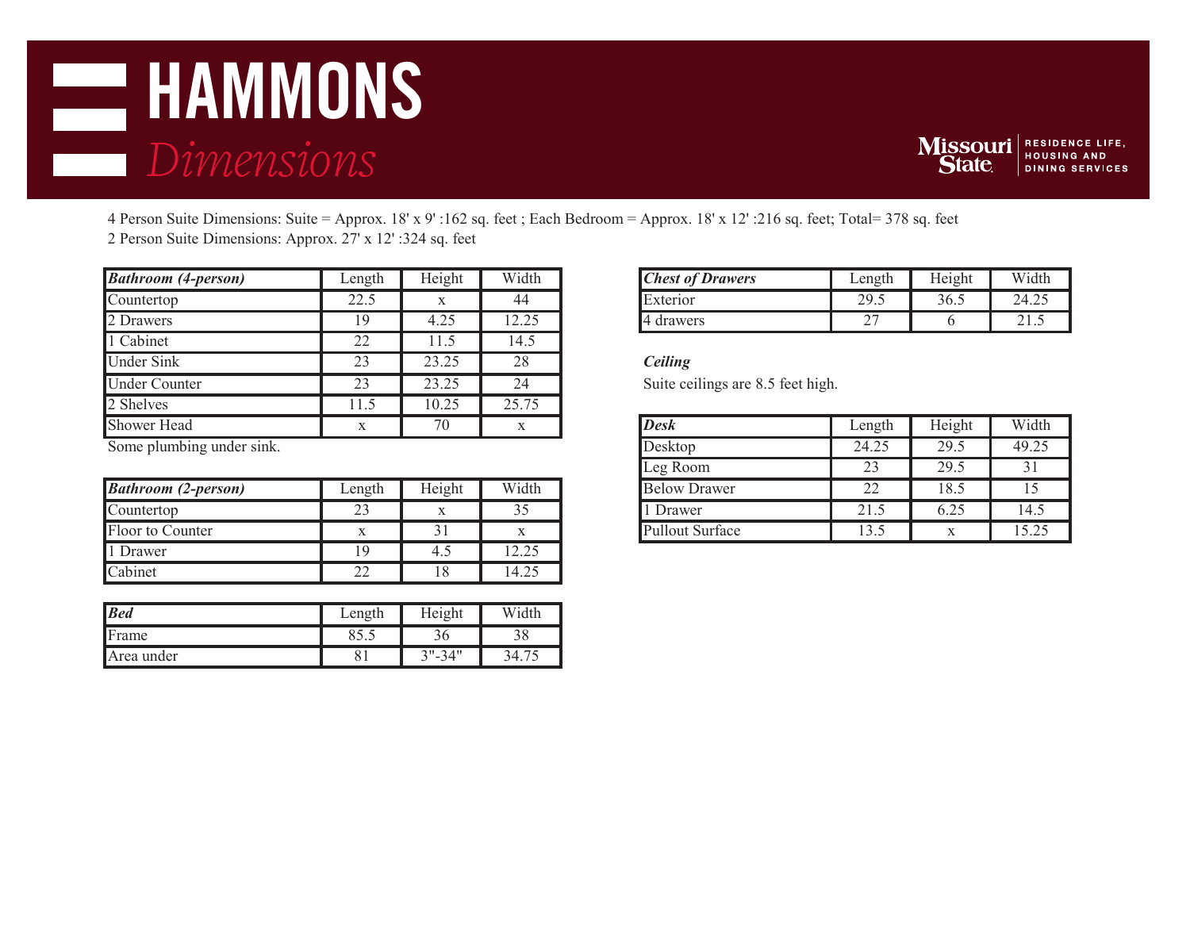# HAMMONS

## *Dimensions*

Missouri State — Residence Life, Housing and Dining Services

4 Person Suite Dimensions: Suite = Approx. 18' x 9' :162 sq. feet ; Each Bedroom = Approx. 18' x 12' :216 sq. feet; Total= 378 sq. feet

2 Person Suite Dimensions: Approx. 27' x 12' :324 sq. feet

| ***Bathroom (4-person)*** | Length | Height | Width |
|---|---|---|---|
| Countertop | 22.5 | x | 44 |
| 2 Drawers | 19 | 4.25 | 12.25 |
| 1 Cabinet | 22 | 11.5 | 14.5 |
| Under Sink | 23 | 23.25 | 28 |
| Under Counter | 23 | 23.25 | 24 |
| 2 Shelves | 11.5 | 10.25 | 25.75 |
| Shower Head | x | 70 | x |

Some plumbing under sink.

| ***Bathroom (2-person)*** | Length | Height | Width |
|---|---|---|---|
| Countertop | 23 | x | 35 |
| Floor to Counter | x | 31 | x |
| 1 Drawer | 19 | 4.5 | 12.25 |
| Cabinet | 22 | 18 | 14.25 |

| ***Bed*** | Length | Height | Width |
|---|---|---|---|
| Frame | 85.5 | 36 | 38 |
| Area under | 81 | 3"-34" | 34.75 |

| ***Chest of Drawers*** | Length | Height | Width |
|---|---|---|---|
| Exterior | 29.5 | 36.5 | 24.25 |
| 4 drawers | 27 | 6 | 21.5 |

***Ceiling***

Suite ceilings are 8.5 feet high.

| ***Desk*** | Length | Height | Width |
|---|---|---|---|
| Desktop | 24.25 | 29.5 | 49.25 |
| Leg Room | 23 | 29.5 | 31 |
| Below Drawer | 22 | 18.5 | 15 |
| 1 Drawer | 21.5 | 6.25 | 14.5 |
| Pullout Surface | 13.5 | x | 15.25 |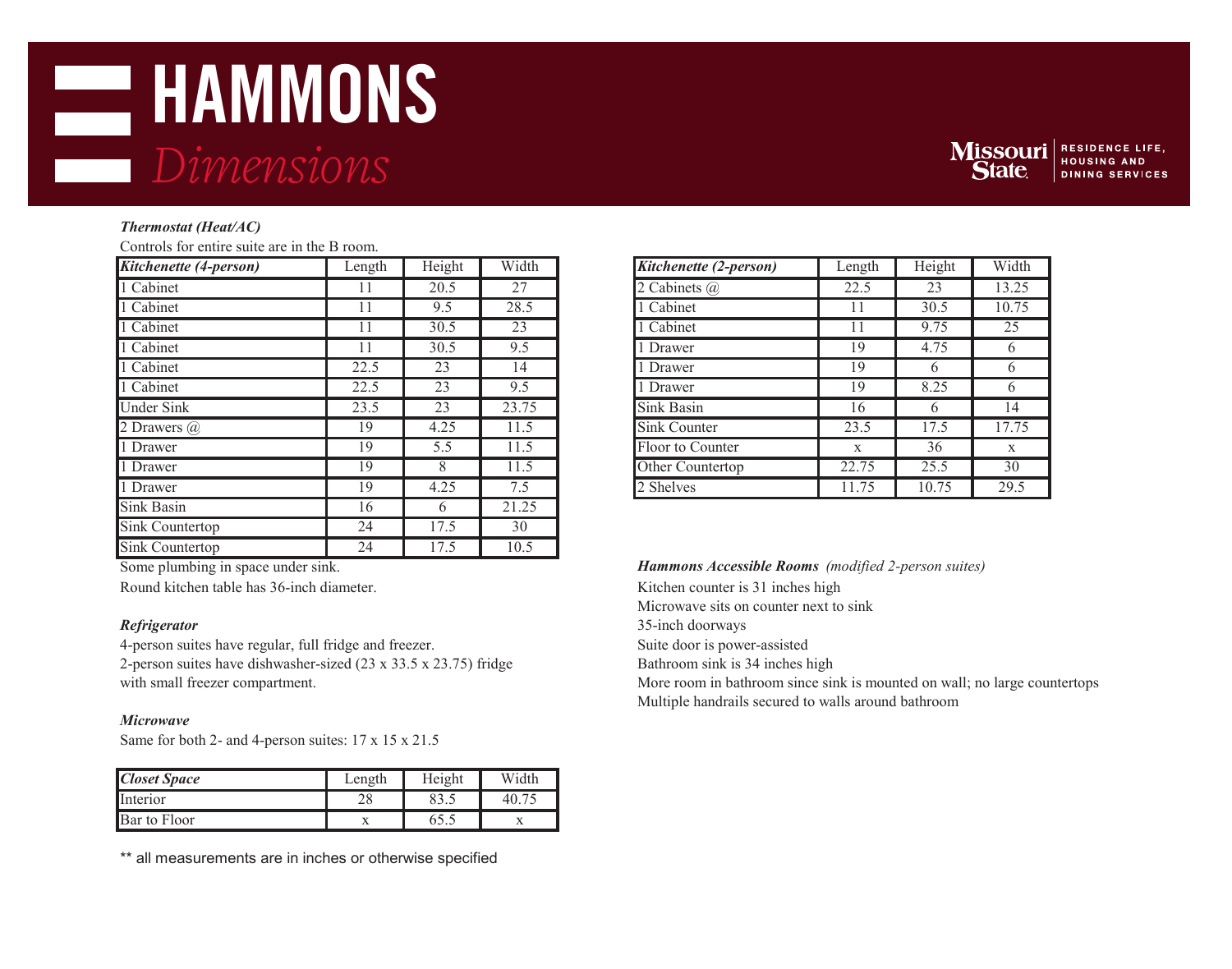# HAMMONS

*Dimensions*

Missouri State — RESIDENCE LIFE, HOUSING AND DINING SERVICES

***Thermostat (Heat/AC)***

Controls for entire suite are in the B room.

| ***Kitchenette (4-person)*** | Length | Height | Width |
|---|---|---|---|
| 1 Cabinet | 11 | 20.5 | 27 |
| 1 Cabinet | 11 | 9.5 | 28.5 |
| 1 Cabinet | 11 | 30.5 | 23 |
| 1 Cabinet | 11 | 30.5 | 9.5 |
| 1 Cabinet | 22.5 | 23 | 14 |
| 1 Cabinet | 22.5 | 23 | 9.5 |
| Under Sink | 23.5 | 23 | 23.75 |
| 2 Drawers @ | 19 | 4.25 | 11.5 |
| 1 Drawer | 19 | 5.5 | 11.5 |
| 1 Drawer | 19 | 8 | 11.5 |
| 1 Drawer | 19 | 4.25 | 7.5 |
| Sink Basin | 16 | 6 | 21.25 |
| Sink Countertop | 24 | 17.5 | 30 |
| Sink Countertop | 24 | 17.5 | 10.5 |

Some plumbing in space under sink.

Round kitchen table has 36-inch diameter.

***Refrigerator***

4-person suites have regular, full fridge and freezer.
2-person suites have dishwasher-sized (23 x 33.5 x 23.75) fridge with small freezer compartment.

***Microwave***

Same for both 2- and 4-person suites: 17 x 15 x 21.5

| ***Closet Space*** | Length | Height | Width |
|---|---|---|---|
| Interior | 28 | 83.5 | 40.75 |
| Bar to Floor | x | 65.5 | x |

** all measurements are in inches or otherwise specified

| ***Kitchenette (2-person)*** | Length | Height | Width |
|---|---|---|---|
| 2 Cabinets @ | 22.5 | 23 | 13.25 |
| 1 Cabinet | 11 | 30.5 | 10.75 |
| 1 Cabinet | 11 | 9.75 | 25 |
| 1 Drawer | 19 | 4.75 | 6 |
| 1 Drawer | 19 | 6 | 6 |
| 1 Drawer | 19 | 8.25 | 6 |
| Sink Basin | 16 | 6 | 14 |
| Sink Counter | 23.5 | 17.5 | 17.75 |
| Floor to Counter | x | 36 | x |
| Other Countertop | 22.75 | 25.5 | 30 |
| 2 Shelves | 11.75 | 10.75 | 29.5 |

***Hammons Accessible Rooms*** *(modified 2-person suites)*

Kitchen counter is 31 inches high
Microwave sits on counter next to sink
35-inch doorways
Suite door is power-assisted
Bathroom sink is 34 inches high
More room in bathroom since sink is mounted on wall; no large countertops
Multiple handrails secured to walls around bathroom